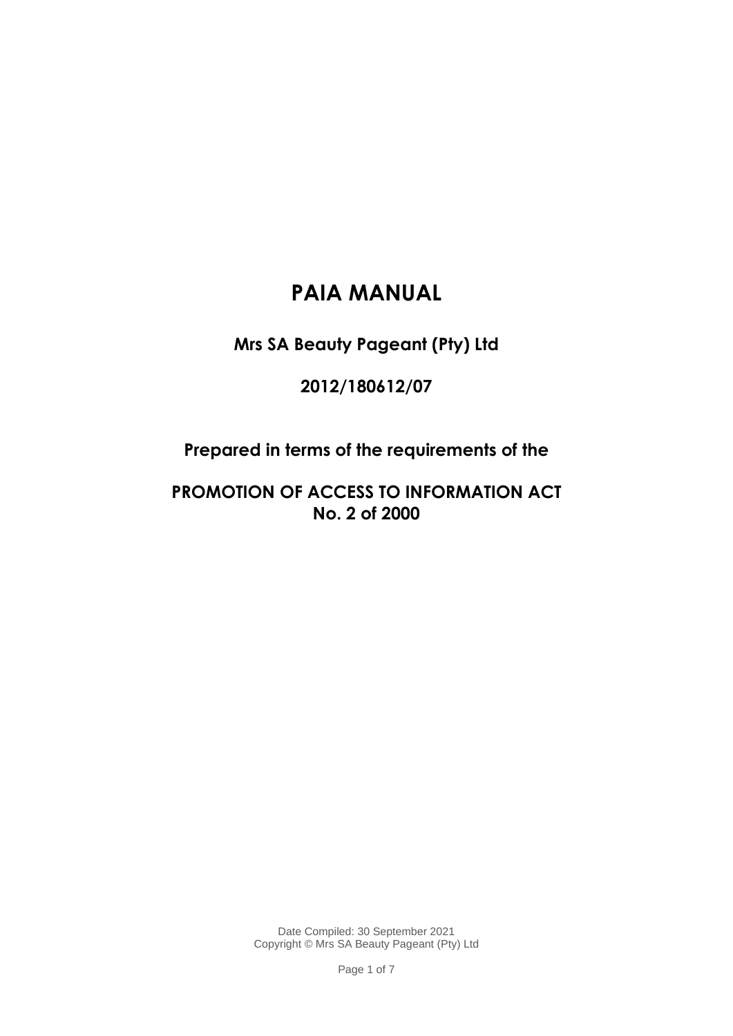# PAIA MANUAL

## Mrs SA Beauty Pageant (Pty) Ltd

## 2012/180612/07

## Prepared in terms of the requirements of the

## PROMOTION OF ACCESS TO INFORMATION ACT No. 2 of 2000

Date Compiled: 30 September 2021
Copyright © Mrs SA Beauty Pageant (Pty) Ltd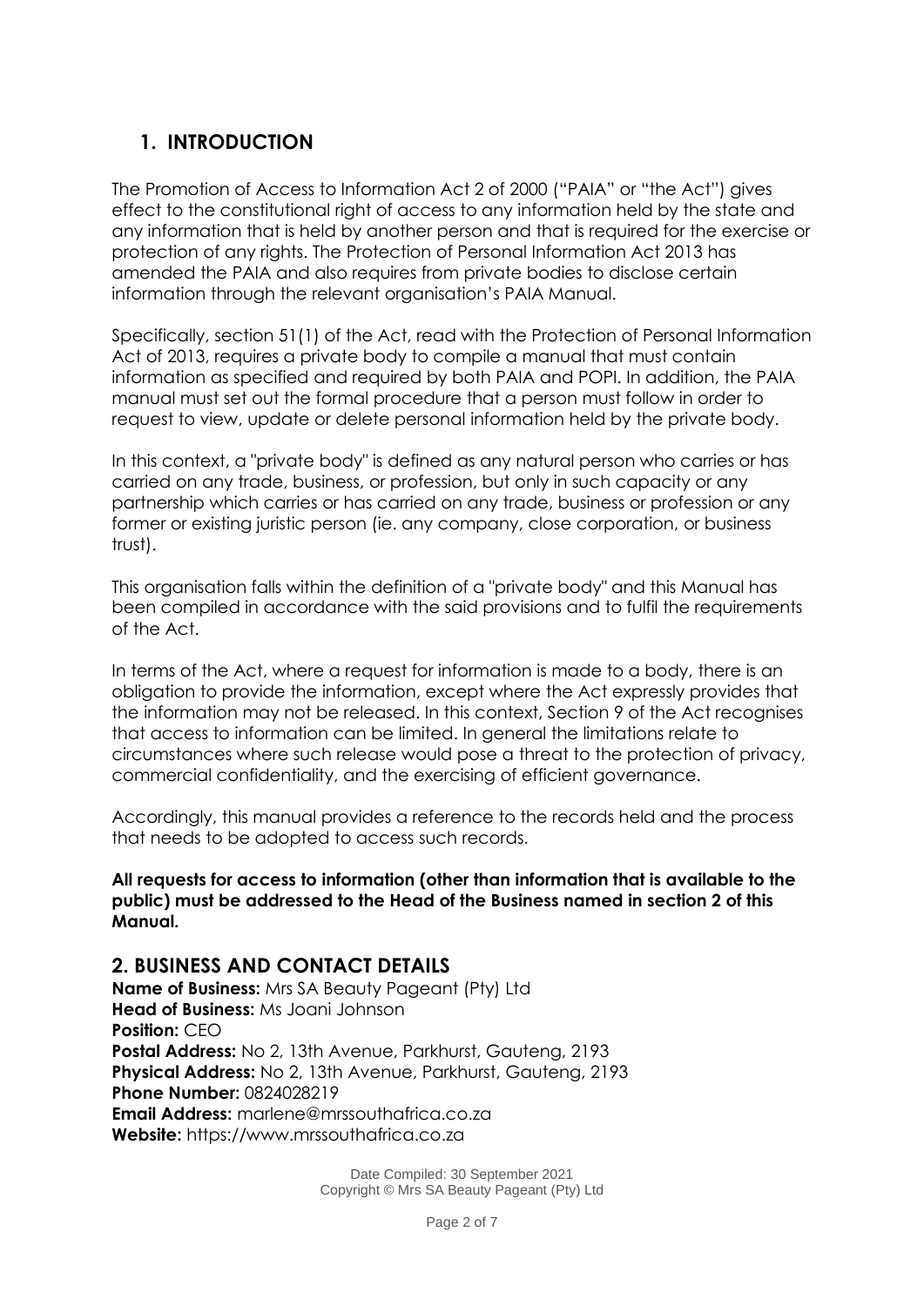## 1. INTRODUCTION

The Promotion of Access to Information Act 2 of 2000 ("PAIA" or "the Act") gives effect to the constitutional right of access to any information held by the state and any information that is held by another person and that is required for the exercise or protection of any rights. The Protection of Personal Information Act 2013 has amended the PAIA and also requires from private bodies to disclose certain information through the relevant organisation's PAIA Manual.

Specifically, section 51(1) of the Act, read with the Protection of Personal Information Act of 2013, requires a private body to compile a manual that must contain information as specified and required by both PAIA and POPI. In addition, the PAIA manual must set out the formal procedure that a person must follow in order to request to view, update or delete personal information held by the private body.

In this context, a "private body" is defined as any natural person who carries or has carried on any trade, business, or profession, but only in such capacity or any partnership which carries or has carried on any trade, business or profession or any former or existing juristic person (ie. any company, close corporation, or business trust).

This organisation falls within the definition of a "private body" and this Manual has been compiled in accordance with the said provisions and to fulfil the requirements of the Act.

In terms of the Act, where a request for information is made to a body, there is an obligation to provide the information, except where the Act expressly provides that the information may not be released. In this context, Section 9 of the Act recognises that access to information can be limited. In general the limitations relate to circumstances where such release would pose a threat to the protection of privacy, commercial confidentiality, and the exercising of efficient governance.

Accordingly, this manual provides a reference to the records held and the process that needs to be adopted to access such records.

**All requests for access to information (other than information that is available to the public) must be addressed to the Head of the Business named in section 2 of this Manual.**

## 2. BUSINESS AND CONTACT DETAILS

**Name of Business:** Mrs SA Beauty Pageant (Pty) Ltd
**Head of Business:** Ms Joani Johnson
**Position:** CEO
**Postal Address:** No 2, 13th Avenue, Parkhurst, Gauteng, 2193
**Physical Address:** No 2, 13th Avenue, Parkhurst, Gauteng, 2193
**Phone Number:** 0824028219
**Email Address:** marlene@mrssouthafrica.co.za
**Website:** https://www.mrssouthafrica.co.za

Date Compiled: 30 September 2021
Copyright © Mrs SA Beauty Pageant (Pty) Ltd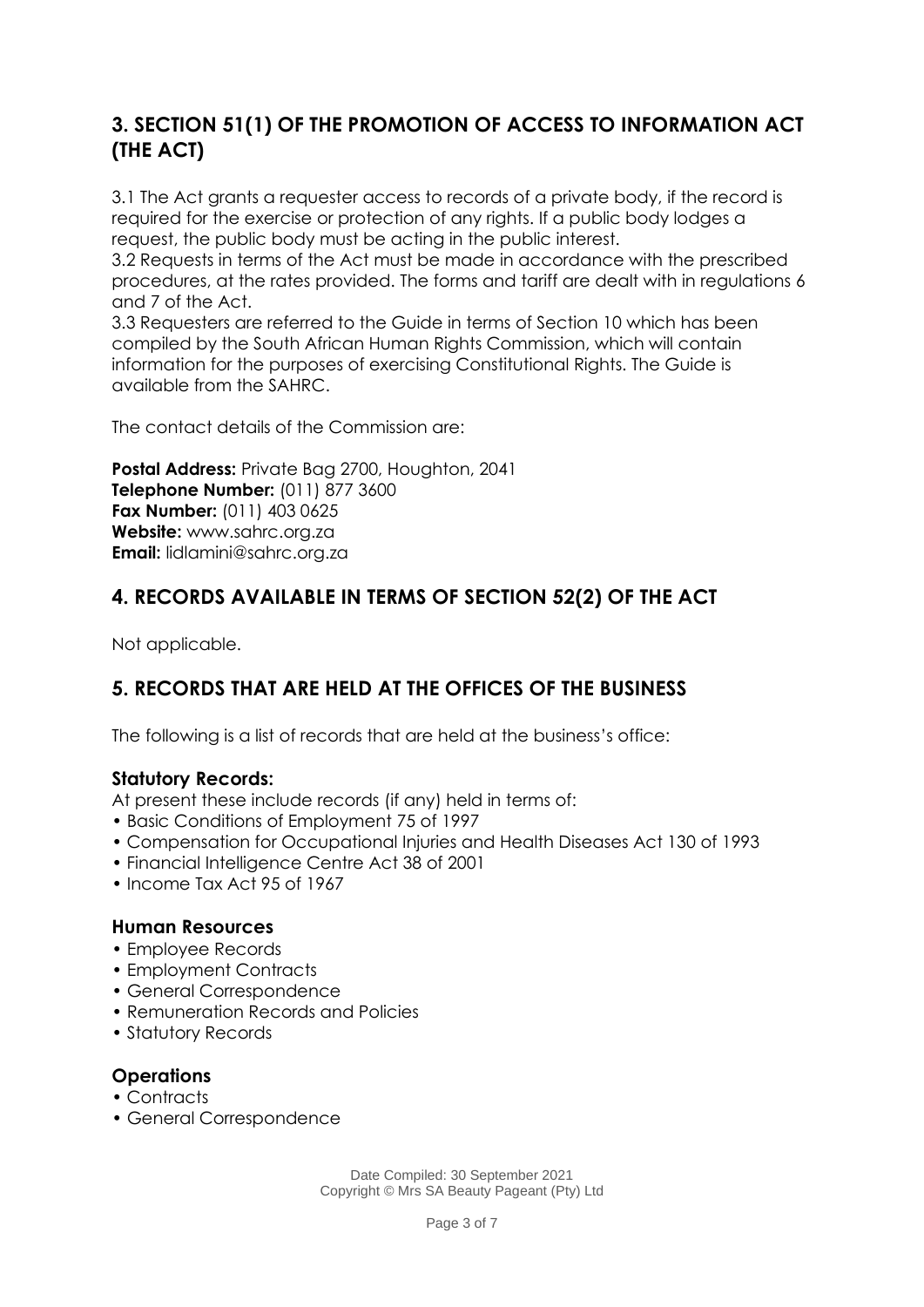## 3. SECTION 51(1) OF THE PROMOTION OF ACCESS TO INFORMATION ACT (THE ACT)

3.1 The Act grants a requester access to records of a private body, if the record is required for the exercise or protection of any rights. If a public body lodges a request, the public body must be acting in the public interest.
3.2 Requests in terms of the Act must be made in accordance with the prescribed procedures, at the rates provided. The forms and tariff are dealt with in regulations 6 and 7 of the Act.
3.3 Requesters are referred to the Guide in terms of Section 10 which has been compiled by the South African Human Rights Commission, which will contain information for the purposes of exercising Constitutional Rights. The Guide is available from the SAHRC.

The contact details of the Commission are:

**Postal Address:** Private Bag 2700, Houghton, 2041
**Telephone Number:** (011) 877 3600
**Fax Number:** (011) 403 0625
**Website:** www.sahrc.org.za
**Email:** lidlamini@sahrc.org.za

## 4. RECORDS AVAILABLE IN TERMS OF SECTION 52(2) OF THE ACT

Not applicable.

## 5. RECORDS THAT ARE HELD AT THE OFFICES OF THE BUSINESS

The following is a list of records that are held at the business's office:

### Statutory Records:

At present these include records (if any) held in terms of:

- Basic Conditions of Employment 75 of 1997
- Compensation for Occupational Injuries and Health Diseases Act 130 of 1993
- Financial Intelligence Centre Act 38 of 2001
- Income Tax Act 95 of 1967

### Human Resources

- Employee Records
- Employment Contracts
- General Correspondence
- Remuneration Records and Policies
- Statutory Records

### Operations

- Contracts
- General Correspondence

Date Compiled: 30 September 2021
Copyright © Mrs SA Beauty Pageant (Pty) Ltd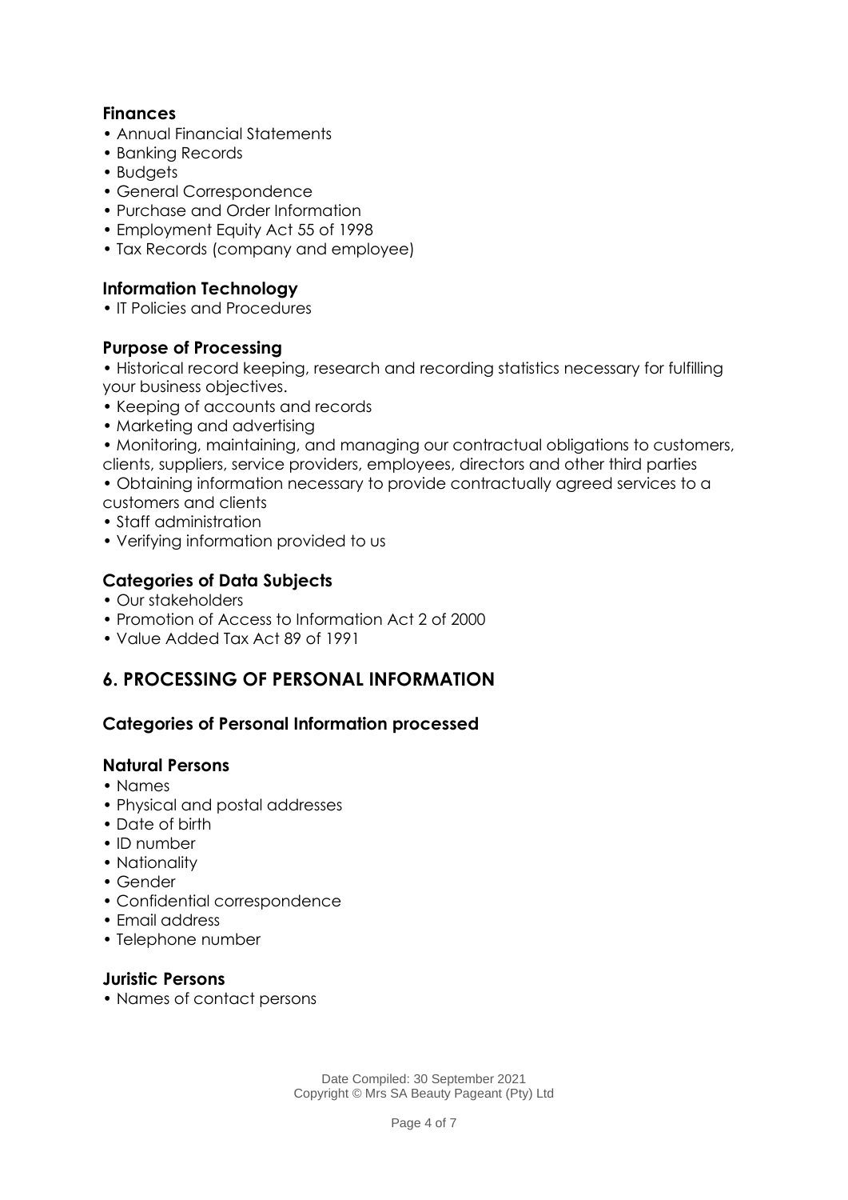### Finances

- Annual Financial Statements
- Banking Records
- Budgets
- General Correspondence
- Purchase and Order Information
- Employment Equity Act 55 of 1998
- Tax Records (company and employee)

### Information Technology

- IT Policies and Procedures

### Purpose of Processing

- Historical record keeping, research and recording statistics necessary for fulfilling your business objectives.
- Keeping of accounts and records
- Marketing and advertising
- Monitoring, maintaining, and managing our contractual obligations to customers, clients, suppliers, service providers, employees, directors and other third parties
- Obtaining information necessary to provide contractually agreed services to a customers and clients
- Staff administration
- Verifying information provided to us

### Categories of Data Subjects

- Our stakeholders
- Promotion of Access to Information Act 2 of 2000
- Value Added Tax Act 89 of 1991

## 6. PROCESSING OF PERSONAL INFORMATION

### Categories of Personal Information processed

### Natural Persons

- Names
- Physical and postal addresses
- Date of birth
- ID number
- Nationality
- Gender
- Confidential correspondence
- Email address
- Telephone number

### Juristic Persons

- Names of contact persons

Date Compiled: 30 September 2021
Copyright © Mrs SA Beauty Pageant (Pty) Ltd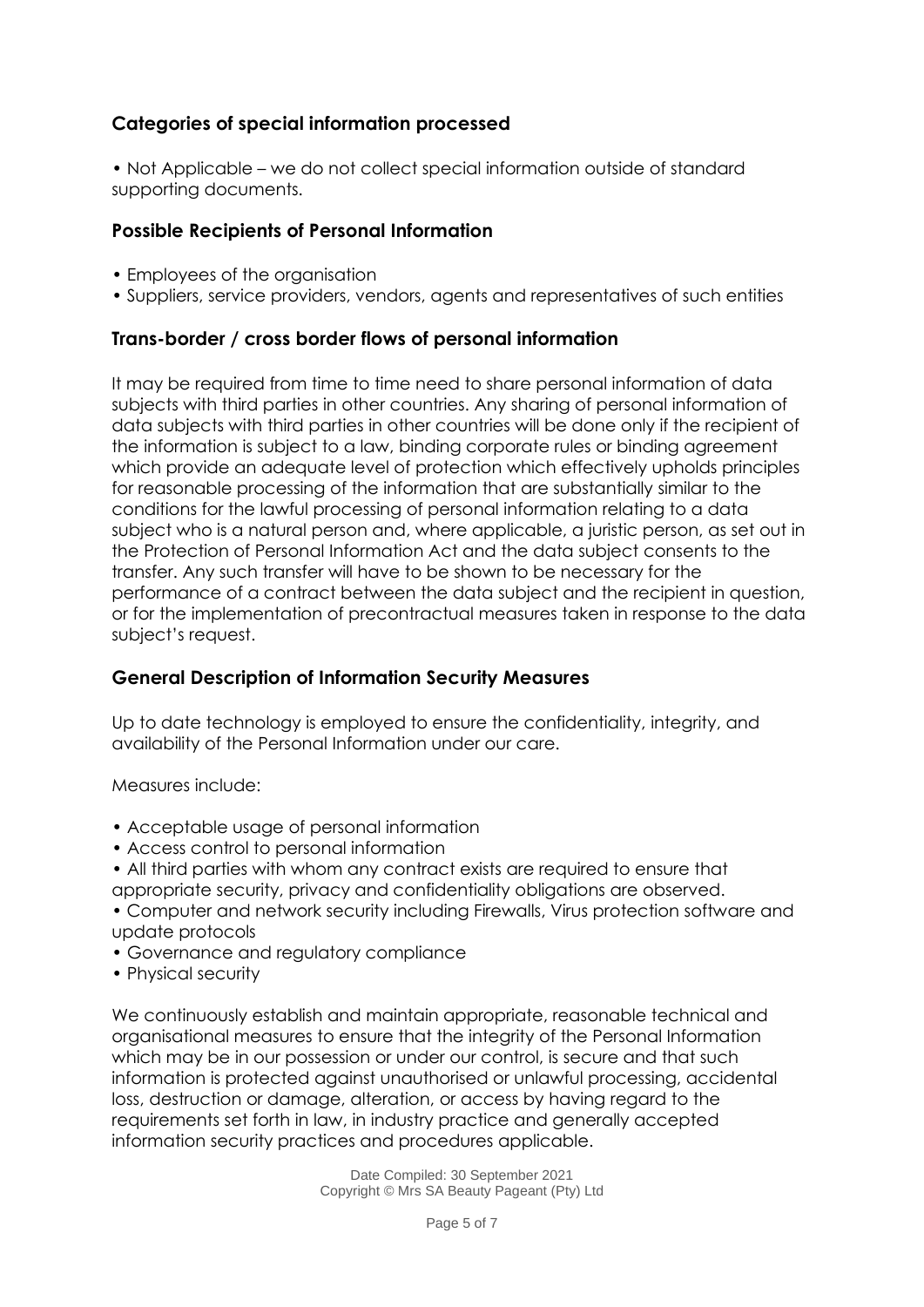## Categories of special information processed

- Not Applicable – we do not collect special information outside of standard supporting documents.

## Possible Recipients of Personal Information

- Employees of the organisation
- Suppliers, service providers, vendors, agents and representatives of such entities

## Trans-border / cross border flows of personal information

It may be required from time to time need to share personal information of data subjects with third parties in other countries. Any sharing of personal information of data subjects with third parties in other countries will be done only if the recipient of the information is subject to a law, binding corporate rules or binding agreement which provide an adequate level of protection which effectively upholds principles for reasonable processing of the information that are substantially similar to the conditions for the lawful processing of personal information relating to a data subject who is a natural person and, where applicable, a juristic person, as set out in the Protection of Personal Information Act and the data subject consents to the transfer. Any such transfer will have to be shown to be necessary for the performance of a contract between the data subject and the recipient in question, or for the implementation of precontractual measures taken in response to the data subject's request.

## General Description of Information Security Measures

Up to date technology is employed to ensure the confidentiality, integrity, and availability of the Personal Information under our care.

Measures include:

- Acceptable usage of personal information
- Access control to personal information
- All third parties with whom any contract exists are required to ensure that appropriate security, privacy and confidentiality obligations are observed.
- Computer and network security including Firewalls, Virus protection software and update protocols
- Governance and regulatory compliance
- Physical security

We continuously establish and maintain appropriate, reasonable technical and organisational measures to ensure that the integrity of the Personal Information which may be in our possession or under our control, is secure and that such information is protected against unauthorised or unlawful processing, accidental loss, destruction or damage, alteration, or access by having regard to the requirements set forth in law, in industry practice and generally accepted information security practices and procedures applicable.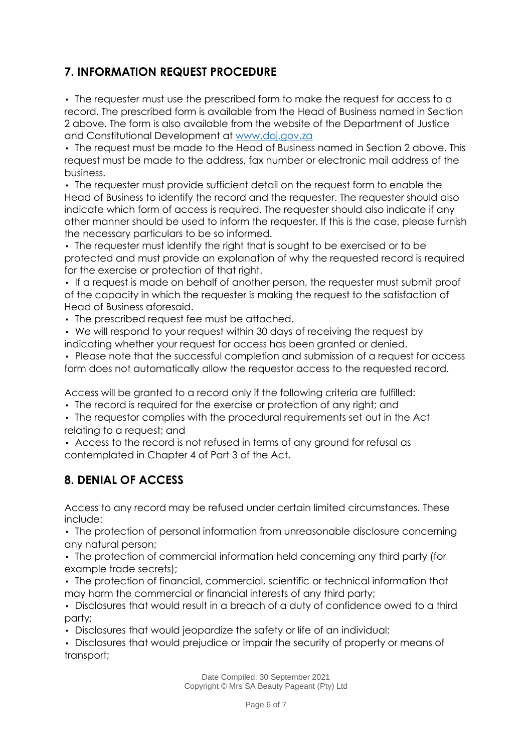## 7. INFORMATION REQUEST PROCEDURE

- The requester must use the prescribed form to make the request for access to a record. The prescribed form is available from the Head of Business named in Section 2 above. The form is also available from the website of the Department of Justice and Constitutional Development at [www.doj.gov.za](http://www.doj.gov.za)
- The request must be made to the Head of Business named in Section 2 above. This request must be made to the address, fax number or electronic mail address of the business.
- The requester must provide sufficient detail on the request form to enable the Head of Business to identify the record and the requester. The requester should also indicate which form of access is required. The requester should also indicate if any other manner should be used to inform the requester. If this is the case, please furnish the necessary particulars to be so informed.
- The requester must identify the right that is sought to be exercised or to be protected and must provide an explanation of why the requested record is required for the exercise or protection of that right.
- If a request is made on behalf of another person, the requester must submit proof of the capacity in which the requester is making the request to the satisfaction of Head of Business aforesaid.
- The prescribed request fee must be attached.
- We will respond to your request within 30 days of receiving the request by indicating whether your request for access has been granted or denied.
- Please note that the successful completion and submission of a request for access form does not automatically allow the requestor access to the requested record.

Access will be granted to a record only if the following criteria are fulfilled:

- The record is required for the exercise or protection of any right; and
- The requestor complies with the procedural requirements set out in the Act relating to a request; and
- Access to the record is not refused in terms of any ground for refusal as contemplated in Chapter 4 of Part 3 of the Act.

## 8. DENIAL OF ACCESS

Access to any record may be refused under certain limited circumstances. These include:

- The protection of personal information from unreasonable disclosure concerning any natural person;
- The protection of commercial information held concerning any third party (for example trade secrets);
- The protection of financial, commercial, scientific or technical information that may harm the commercial or financial interests of any third party;
- Disclosures that would result in a breach of a duty of confidence owed to a third party;
- Disclosures that would jeopardize the safety or life of an individual;
- Disclosures that would prejudice or impair the security of property or means of transport;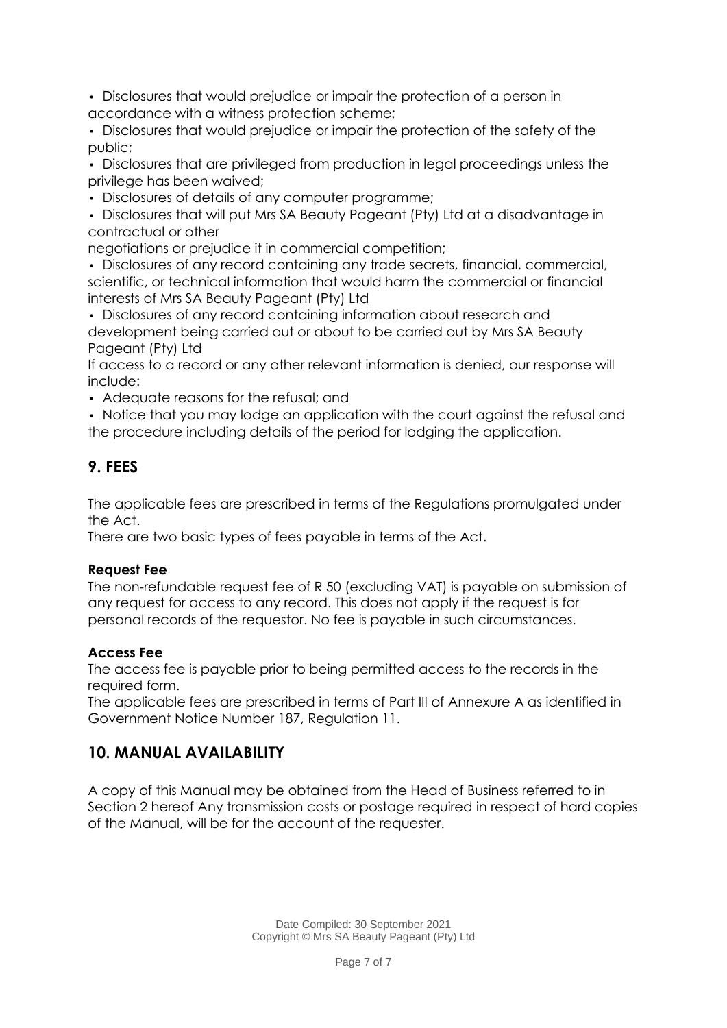- Disclosures that would prejudice or impair the protection of a person in accordance with a witness protection scheme;
- Disclosures that would prejudice or impair the protection of the safety of the public;
- Disclosures that are privileged from production in legal proceedings unless the privilege has been waived;
- Disclosures of details of any computer programme;
- Disclosures that will put Mrs SA Beauty Pageant (Pty) Ltd at a disadvantage in contractual or other negotiations or prejudice it in commercial competition;
- Disclosures of any record containing any trade secrets, financial, commercial, scientific, or technical information that would harm the commercial or financial interests of Mrs SA Beauty Pageant (Pty) Ltd
- Disclosures of any record containing information about research and development being carried out or about to be carried out by Mrs SA Beauty Pageant (Pty) Ltd

If access to a record or any other relevant information is denied, our response will include:

- Adequate reasons for the refusal; and
- Notice that you may lodge an application with the court against the refusal and the procedure including details of the period for lodging the application.

## 9. FEES

The applicable fees are prescribed in terms of the Regulations promulgated under the Act.

There are two basic types of fees payable in terms of the Act.

**Request Fee**

The non-refundable request fee of R 50 (excluding VAT) is payable on submission of any request for access to any record. This does not apply if the request is for personal records of the requestor. No fee is payable in such circumstances.

**Access Fee**

The access fee is payable prior to being permitted access to the records in the required form.

The applicable fees are prescribed in terms of Part III of Annexure A as identified in Government Notice Number 187, Regulation 11.

## 10. MANUAL AVAILABILITY

A copy of this Manual may be obtained from the Head of Business referred to in Section 2 hereof Any transmission costs or postage required in respect of hard copies of the Manual, will be for the account of the requester.

Date Compiled: 30 September 2021
Copyright © Mrs SA Beauty Pageant (Pty) Ltd